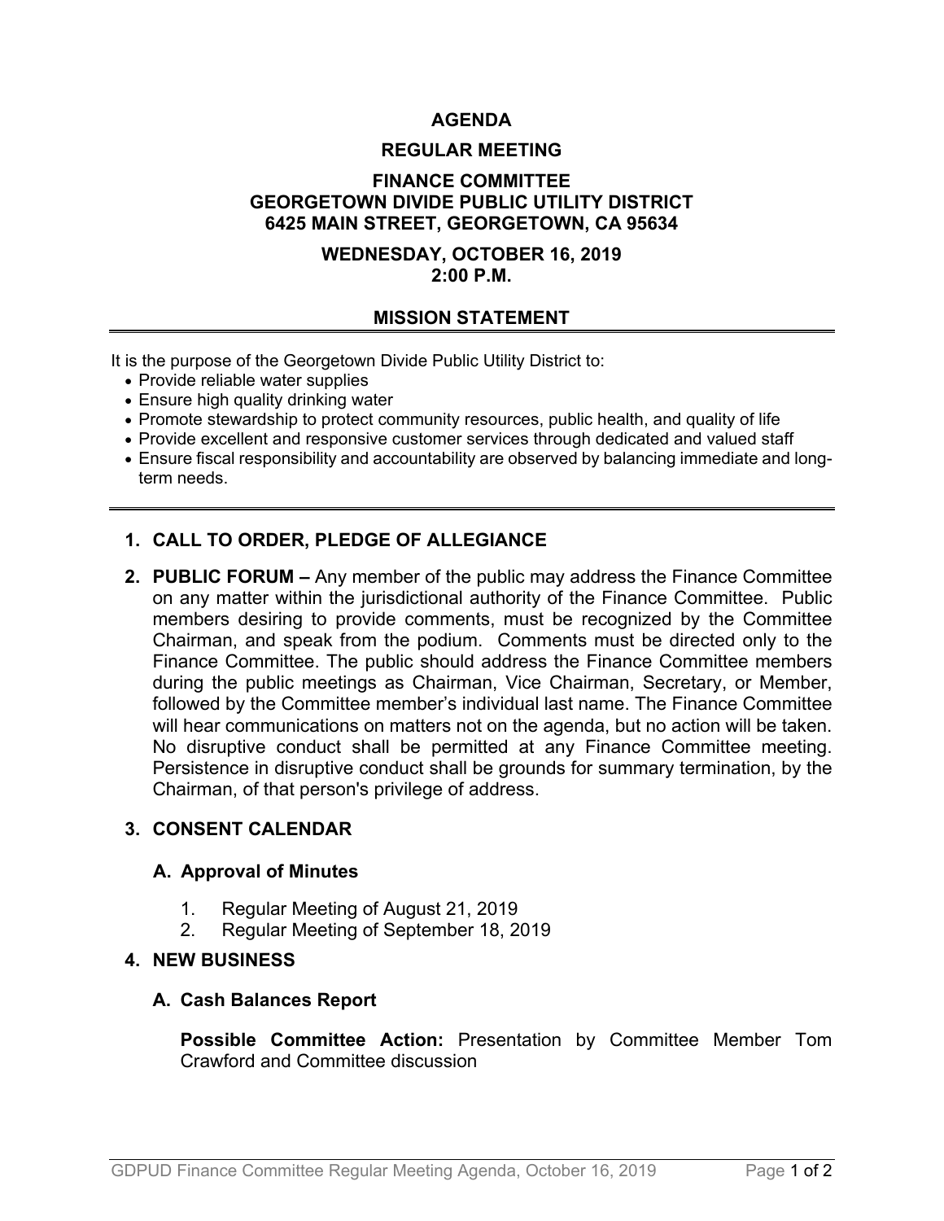# AGENDA

## REGULAR MEETING

## FINANCE COMMITTEE
## GEORGETOWN DIVIDE PUBLIC UTILITY DISTRICT
## 6425 MAIN STREET, GEORGETOWN, CA 95634

## WEDNESDAY, OCTOBER 16, 2019
## 2:00 P.M.

## MISSION STATEMENT

It is the purpose of the Georgetown Divide Public Utility District to:

- Provide reliable water supplies
- Ensure high quality drinking water
- Promote stewardship to protect community resources, public health, and quality of life
- Provide excellent and responsive customer services through dedicated and valued staff
- Ensure fiscal responsibility and accountability are observed by balancing immediate and long-term needs.

---

1. **CALL TO ORDER, PLEDGE OF ALLEGIANCE**

2. **PUBLIC FORUM –** Any member of the public may address the Finance Committee on any matter within the jurisdictional authority of the Finance Committee. Public members desiring to provide comments, must be recognized by the Committee Chairman, and speak from the podium. Comments must be directed only to the Finance Committee. The public should address the Finance Committee members during the public meetings as Chairman, Vice Chairman, Secretary, or Member, followed by the Committee member's individual last name. The Finance Committee will hear communications on matters not on the agenda, but no action will be taken. No disruptive conduct shall be permitted at any Finance Committee meeting. Persistence in disruptive conduct shall be grounds for summary termination, by the Chairman, of that person's privilege of address.

3. **CONSENT CALENDAR**

   **A. Approval of Minutes**

   1. Regular Meeting of August 21, 2019
   2. Regular Meeting of September 18, 2019

4. **NEW BUSINESS**

   **A. Cash Balances Report**

   **Possible Committee Action:** Presentation by Committee Member Tom Crawford and Committee discussion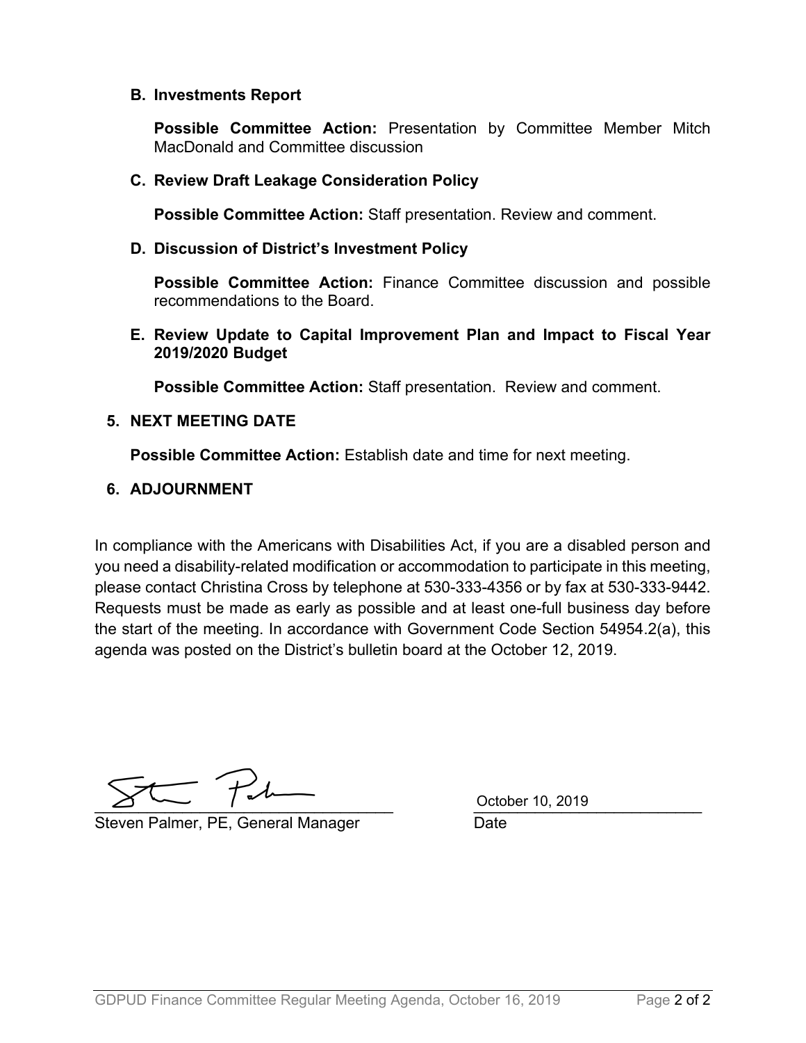**B. Investments Report**

**Possible Committee Action:** Presentation by Committee Member Mitch MacDonald and Committee discussion

**C. Review Draft Leakage Consideration Policy**

**Possible Committee Action:** Staff presentation. Review and comment.

**D. Discussion of District's Investment Policy**

**Possible Committee Action:** Finance Committee discussion and possible recommendations to the Board.

**E. Review Update to Capital Improvement Plan and Impact to Fiscal Year 2019/2020 Budget**

**Possible Committee Action:** Staff presentation. Review and comment.

**5. NEXT MEETING DATE**

**Possible Committee Action:** Establish date and time for next meeting.

**6. ADJOURNMENT**

In compliance with the Americans with Disabilities Act, if you are a disabled person and you need a disability-related modification or accommodation to participate in this meeting, please contact Christina Cross by telephone at 530-333-4356 or by fax at 530-333-9442. Requests must be made as early as possible and at least one-full business day before the start of the meeting. In accordance with Government Code Section 54954.2(a), this agenda was posted on the District's bulletin board at the October 12, 2019.

_________________________________ October 10, 2019
Steven Palmer, PE, General Manager Date